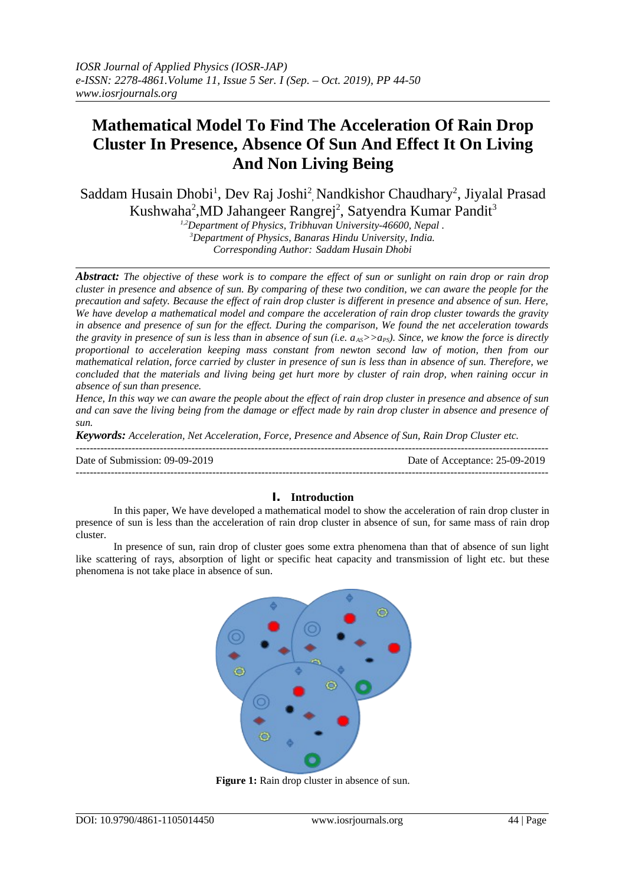# Mathematical Model To Find The Acceleration Of Rain Drop Cluster In Presence, Absence Of Sun And Effect It On Living And Non Living Being

Saddam Husain Dhobi[1], Dev Raj Joshi[2], Nandkishor Chaudhary[2], Jiyalal Prasad Kushwaha[2], MD Jahangeer Rangrej[2], Satyendra Kumar Pandit[3]

[1,2]Department of Physics, Tribhuvan University-46600, Nepal .
[3]Department of Physics, Banaras Hindu University, India.
Corresponding Author: Saddam Husain Dhobi

***Abstract:*** *The objective of these work is to compare the effect of sun or sunlight on rain drop or rain drop cluster in presence and absence of sun. By comparing of these two condition, we can aware the people for the precaution and safety. Because the effect of rain drop cluster is different in presence and absence of sun. Here, We have develop a mathematical model and compare the acceleration of rain drop cluster towards the gravity in absence and presence of sun for the effect. During the comparison, We found the net acceleration towards the gravity in presence of sun is less than in absence of sun (i.e. $a_{AS} >> a_{PS}$). Since, we know the force is directly proportional to acceleration keeping mass constant from newton second law of motion, then from our mathematical relation, force carried by cluster in presence of sun is less than in absence of sun. Therefore, we concluded that the materials and living being get hurt more by cluster of rain drop, when raining occur in absence of sun than presence.*

*Hence, In this way we can aware the people about the effect of rain drop cluster in presence and absence of sun and can save the living being from the damage or effect made by rain drop cluster in absence and presence of sun.*

***Keywords:*** *Acceleration, Net Acceleration, Force, Presence and Absence of Sun, Rain Drop Cluster etc.*

---

Date of Submission: 09-09-2019 | Date of Acceptance: 25-09-2019

---

## I. Introduction

In this paper, We have developed a mathematical model to show the acceleration of rain drop cluster in presence of sun is less than the acceleration of rain drop cluster in absence of sun, for same mass of rain drop cluster.

In presence of sun, rain drop of cluster goes some extra phenomena than that of absence of sun light like scattering of rays, absorption of light or specific heat capacity and transmission of light etc. but these phenomena is not take place in absence of sun.

**Figure 1:** Rain drop cluster in absence of sun.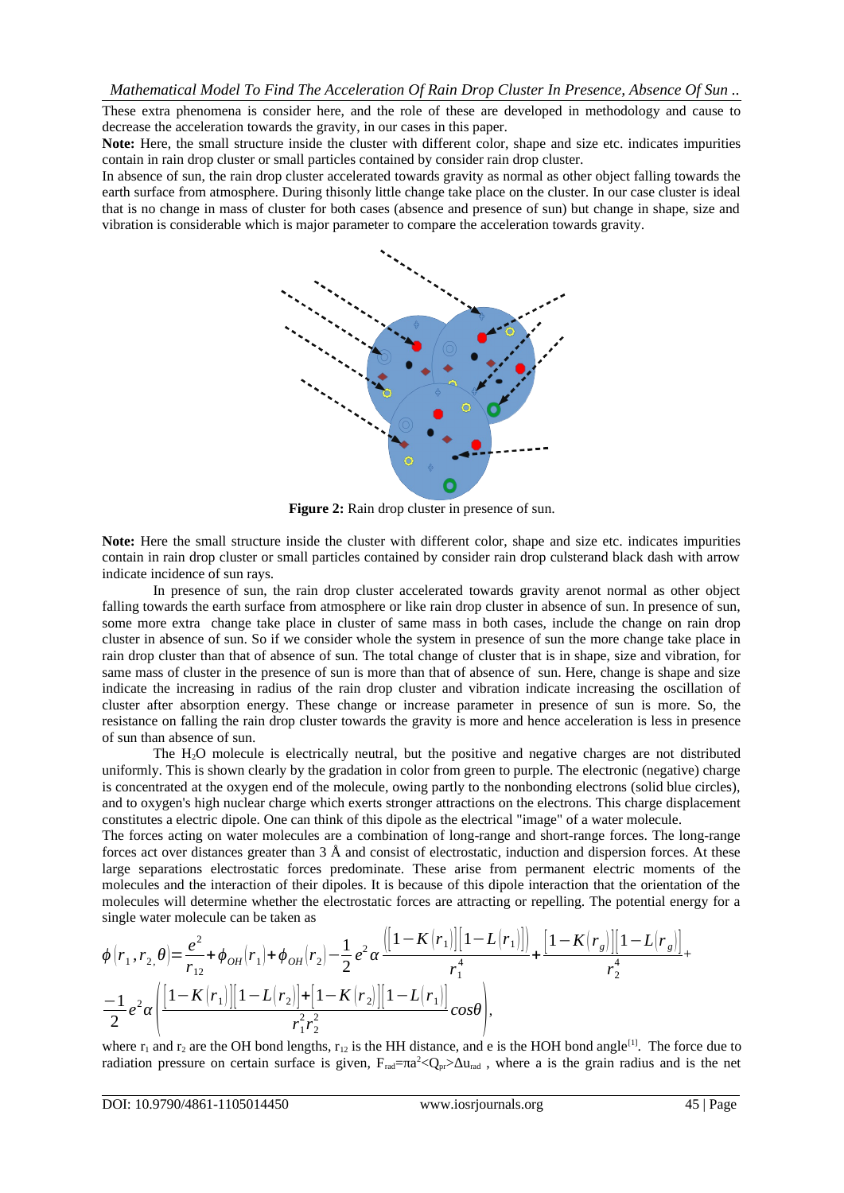These extra phenomena is consider here, and the role of these are developed in methodology and cause to decrease the acceleration towards the gravity, in our cases in this paper.

**Note:** Here, the small structure inside the cluster with different color, shape and size etc. indicates impurities contain in rain drop cluster or small particles contained by consider rain drop cluster.

In absence of sun, the rain drop cluster accelerated towards gravity as normal as other object falling towards the earth surface from atmosphere. During thisonly little change take place on the cluster. In our case cluster is ideal that is no change in mass of cluster for both cases (absence and presence of sun) but change in shape, size and vibration is considerable which is major parameter to compare the acceleration towards gravity.

**Figure 2:** Rain drop cluster in presence of sun.

**Note:** Here the small structure inside the cluster with different color, shape and size etc. indicates impurities contain in rain drop cluster or small particles contained by consider rain drop culsterand black dash with arrow indicate incidence of sun rays.

In presence of sun, the rain drop cluster accelerated towards gravity arenot normal as other object falling towards the earth surface from atmosphere or like rain drop cluster in absence of sun. In presence of sun, some more extra change take place in cluster of same mass in both cases, include the change on rain drop cluster in absence of sun. So if we consider whole the system in presence of sun the more change take place in rain drop cluster than that of absence of sun. The total change of cluster that is in shape, size and vibration, for same mass of cluster in the presence of sun is more than that of absence of sun. Here, change is shape and size indicate the increasing in radius of the rain drop cluster and vibration indicate increasing the oscillation of cluster after absorption energy. These change or increase parameter in presence of sun is more. So, the resistance on falling the rain drop cluster towards the gravity is more and hence acceleration is less in presence of sun than absence of sun.

The $H_2O$ molecule is electrically neutral, but the positive and negative charges are not distributed uniformly. This is shown clearly by the gradation in color from green to purple. The electronic (negative) charge is concentrated at the oxygen end of the molecule, owing partly to the nonbonding electrons (solid blue circles), and to oxygen's high nuclear charge which exerts stronger attractions on the electrons. This charge displacement constitutes a electric dipole. One can think of this dipole as the electrical "image" of a water molecule.

The forces acting on water molecules are a combination of long-range and short-range forces. The long-range forces act over distances greater than 3 Å and consist of electrostatic, induction and dispersion forces. At these large separations electrostatic forces predominate. These arise from permanent electric moments of the molecules and the interaction of their dipoles. It is because of this dipole interaction that the orientation of the molecules will determine whether the electrostatic forces are attracting or repelling. The potential energy for a single water molecule can be taken as

$$\phi(r_1, r_2, \theta) = \frac{e^2}{r_{12}} + \phi_{OH}(r_1) + \phi_{OH}(r_2) - \frac{1}{2}e^2\alpha\frac{\left([1-K(r_1)][1-L(r_1)]\right)}{r_1^4} + \frac{[1-K(r_g)][1-L(r_g)]}{r_2^4} +$$
$$\frac{-1}{2}e^2\alpha\left(\frac{[1-K(r_1)][1-L(r_2)]+[1-K(r_2)][1-L(r_1)]}{r_1^2 r_2^2}\cos\theta\right),$$

where $r_1$ and $r_2$ are the OH bond lengths, $r_{12}$ is the HH distance, and e is the HOH bond angle[1]. The force due to radiation pressure on certain surface is given, $F_{rad}=\pi a^2 \langle Q_{pr} \rangle \Delta u_{rad}$ , where a is the grain radius and is the net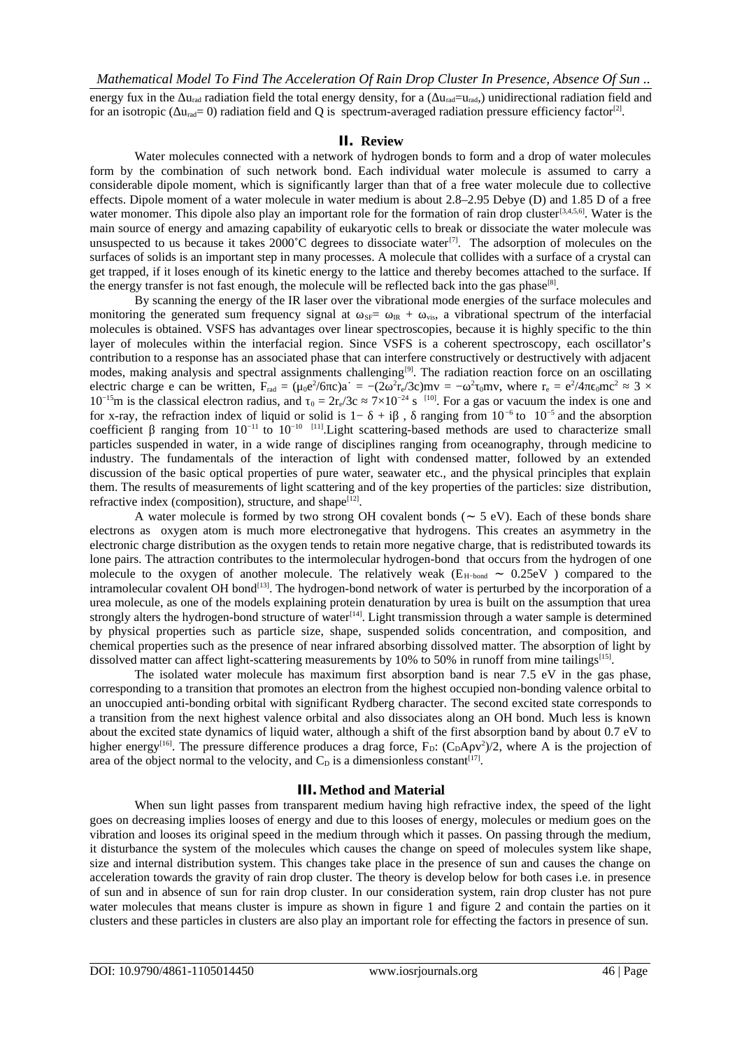energy fux in the $\Delta u_{rad}$ radiation field the total energy density, for a ($\Delta u_{rad}$=$u_{rad}$,) unidirectional radiation field and for an isotropic ($\Delta u_{rad}$= 0) radiation field and Q is spectrum-averaged radiation pressure efficiency factor[2].

## II. Review

Water molecules connected with a network of hydrogen bonds to form and a drop of water molecules form by the combination of such network bond. Each individual water molecule is assumed to carry a considerable dipole moment, which is significantly larger than that of a free water molecule due to collective effects. Dipole moment of a water molecule in water medium is about 2.8–2.95 Debye (D) and 1.85 D of a free water monomer. This dipole also play an important role for the formation of rain drop cluster[3,4,5,6]. Water is the main source of energy and amazing capability of eukaryotic cells to break or dissociate the water molecule was unsuspected to us because it takes 2000˚C degrees to dissociate water[7]. The adsorption of molecules on the surfaces of solids is an important step in many processes. A molecule that collides with a surface of a crystal can get trapped, if it loses enough of its kinetic energy to the lattice and thereby becomes attached to the surface. If the energy transfer is not fast enough, the molecule will be reflected back into the gas phase[8].

By scanning the energy of the IR laser over the vibrational mode energies of the surface molecules and monitoring the generated sum frequency signal at $\omega_{SF}= \omega_{IR} + \omega_{vis}$, a vibrational spectrum of the interfacial molecules is obtained. VSFS has advantages over linear spectroscopies, because it is highly specific to the thin layer of molecules within the interfacial region. Since VSFS is a coherent spectroscopy, each oscillator's contribution to a response has an associated phase that can interfere constructively or destructively with adjacent modes, making analysis and spectral assignments challenging[9]. The radiation reaction force on an oscillating electric charge e can be written, $F_{rad} = (\mu_0 e^2/6\pi c)\dot{a} = -(2\omega^2 r_e/3c)mv = -\omega^2\tau_0 mv$, where $r_e = e^2/4\pi\epsilon_0 mc^2 \approx 3 \times 10^{-15}$m is the classical electron radius, and $\tau_0 = 2r_e/3c \approx 7\times10^{-24}$ s [10]. For a gas or vacuum the index is one and for x-ray, the refraction index of liquid or solid is $1- \delta + i\beta$ , $\delta$ ranging from $10^{-6}$ to $10^{-5}$ and the absorption coefficient $\beta$ ranging from $10^{-11}$ to $10^{-10}$ [11].Light scattering-based methods are used to characterize small particles suspended in water, in a wide range of disciplines ranging from oceanography, through medicine to industry. The fundamentals of the interaction of light with condensed matter, followed by an extended discussion of the basic optical properties of pure water, seawater etc., and the physical principles that explain them. The results of measurements of light scattering and of the key properties of the particles: size distribution, refractive index (composition), structure, and shape[12].

A water molecule is formed by two strong OH covalent bonds ($\sim$ 5 eV). Each of these bonds share electrons as oxygen atom is much more electronegative that hydrogens. This creates an asymmetry in the electronic charge distribution as the oxygen tends to retain more negative charge, that is redistributed towards its lone pairs. The attraction contributes to the intermolecular hydrogen-bond that occurs from the hydrogen of one molecule to the oxygen of another molecule. The relatively weak ($E_{H-bond} \sim 0.25$eV ) compared to the intramolecular covalent OH bond[13]. The hydrogen-bond network of water is perturbed by the incorporation of a urea molecule, as one of the models explaining protein denaturation by urea is built on the assumption that urea strongly alters the hydrogen-bond structure of water[14]. Light transmission through a water sample is determined by physical properties such as particle size, shape, suspended solids concentration, and composition, and chemical properties such as the presence of near infrared absorbing dissolved matter. The absorption of light by dissolved matter can affect light-scattering measurements by 10% to 50% in runoff from mine tailings[15].

The isolated water molecule has maximum first absorption band is near 7.5 eV in the gas phase, corresponding to a transition that promotes an electron from the highest occupied non-bonding valence orbital to an unoccupied anti-bonding orbital with significant Rydberg character. The second excited state corresponds to a transition from the next highest valence orbital and also dissociates along an OH bond. Much less is known about the excited state dynamics of liquid water, although a shift of the first absorption band by about 0.7 eV to higher energy[16]. The pressure difference produces a drag force, $F_D$: $(C_D A\rho v^2)/2$, where A is the projection of area of the object normal to the velocity, and $C_D$ is a dimensionless constant[17].

## III. Method and Material

When sun light passes from transparent medium having high refractive index, the speed of the light goes on decreasing implies looses of energy and due to this looses of energy, molecules or medium goes on the vibration and looses its original speed in the medium through which it passes. On passing through the medium, it disturbance the system of the molecules which causes the change on speed of molecules system like shape, size and internal distribution system. This changes take place in the presence of sun and causes the change on acceleration towards the gravity of rain drop cluster. The theory is develop below for both cases i.e. in presence of sun and in absence of sun for rain drop cluster. In our consideration system, rain drop cluster has not pure water molecules that means cluster is impure as shown in figure 1 and figure 2 and contain the parties on it clusters and these particles in clusters are also play an important role for effecting the factors in presence of sun.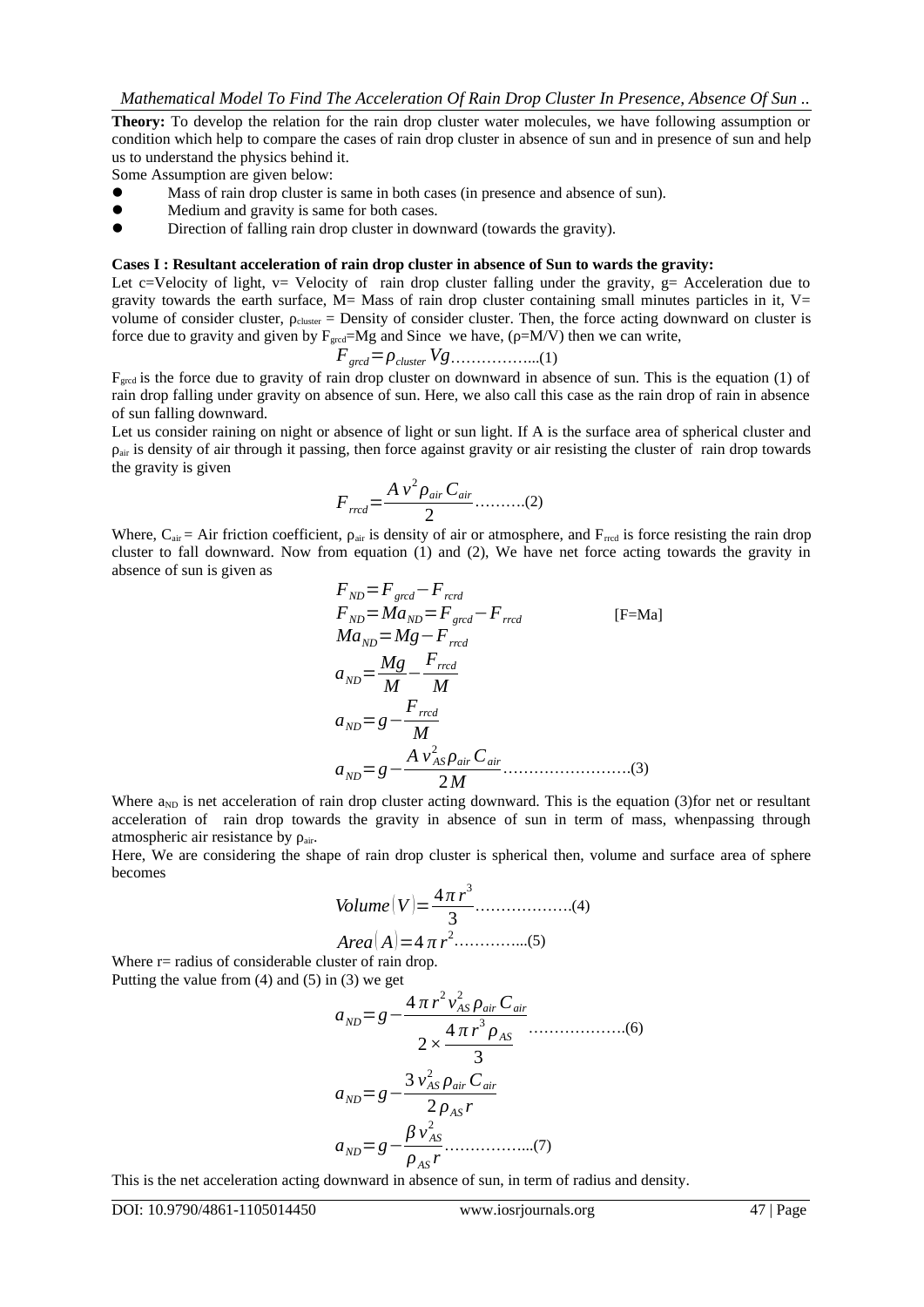**Theory:** To develop the relation for the rain drop cluster water molecules, we have following assumption or condition which help to compare the cases of rain drop cluster in absence of sun and in presence of sun and help us to understand the physics behind it.

Some Assumption are given below:

- Mass of rain drop cluster is same in both cases (in presence and absence of sun).
- Medium and gravity is same for both cases.
- Direction of falling rain drop cluster in downward (towards the gravity).

**Cases I : Resultant acceleration of rain drop cluster in absence of Sun to wards the gravity:**

Let c=Velocity of light, v= Velocity of rain drop cluster falling under the gravity, g= Acceleration due to gravity towards the earth surface, M= Mass of rain drop cluster containing small minutes particles in it, V= volume of consider cluster, $\rho_{cluster}$ = Density of consider cluster. Then, the force acting downward on cluster is force due to gravity and given by $F_{grcd}$=Mg and Since we have, ($\rho$=M/V) then we can write,

$$F_{grcd} = \rho_{cluster} V g \quad \ldots\ldots\ldots\ldots\ldots..(1)$$

$F_{grcd}$ is the force due to gravity of rain drop cluster on downward in absence of sun. This is the equation (1) of rain drop falling under gravity on absence of sun. Here, we also call this case as the rain drop of rain in absence of sun falling downward.

Let us consider raining on night or absence of light or sun light. If A is the surface area of spherical cluster and $\rho_{air}$ is density of air through it passing, then force against gravity or air resisting the cluster of rain drop towards the gravity is given

$$F_{rrcd} = \frac{A v^2 \rho_{air} C_{air}}{2} \quad \ldots\ldots\ldots.(2)$$

Where, $C_{air}$ = Air friction coefficient, $\rho_{air}$ is density of air or atmosphere, and $F_{rrcd}$ is force resisting the rain drop cluster to fall downward. Now from equation (1) and (2), We have net force acting towards the gravity in absence of sun is given as

$$F_{ND} = F_{grcd} - F_{rcrd}$$

$$F_{ND} = M a_{ND} = F_{grcd} - F_{rrcd} \qquad \text{[F=Ma]}$$

$$M a_{ND} = Mg - F_{rrcd}$$

$$a_{ND} = \frac{Mg}{M} - \frac{F_{rrcd}}{M}$$

$$a_{ND} = g - \frac{F_{rrcd}}{M}$$

$$a_{ND} = g - \frac{A v_{AS}^2 \rho_{air} C_{air}}{2M} \quad \ldots\ldots\ldots\ldots\ldots\ldots\ldots\ldots.(3)$$

Where $a_{ND}$ is net acceleration of rain drop cluster acting downward. This is the equation (3)for net or resultant acceleration of rain drop towards the gravity in absence of sun in term of mass, whenpassing through atmospheric air resistance by $\rho_{air}$.

Here, We are considering the shape of rain drop cluster is spherical then, volume and surface area of sphere becomes

$$Volume(V) = \frac{4\pi r^3}{3} \quad \ldots\ldots\ldots\ldots\ldots\ldots.(4)$$

$$Area(A) = 4\pi r^2 \quad \ldots\ldots\ldots\ldots..(5)$$

Where r= radius of considerable cluster of rain drop.

Putting the value from (4) and (5) in (3) we get

$$a_{ND} = g - \frac{4\pi r^2 v_{AS}^2 \rho_{air} C_{air}}{2 \times \frac{4\pi r^3 \rho_{AS}}{3}} \quad \ldots\ldots\ldots\ldots\ldots\ldots.(6)$$

$$a_{ND} = g - \frac{3 v_{AS}^2 \rho_{air} C_{air}}{2 \rho_{AS} r}$$

$$a_{ND} = g - \frac{\beta v_{AS}^2}{\rho_{AS} r} \quad \ldots\ldots\ldots\ldots\ldots..(7)$$

This is the net acceleration acting downward in absence of sun, in term of radius and density.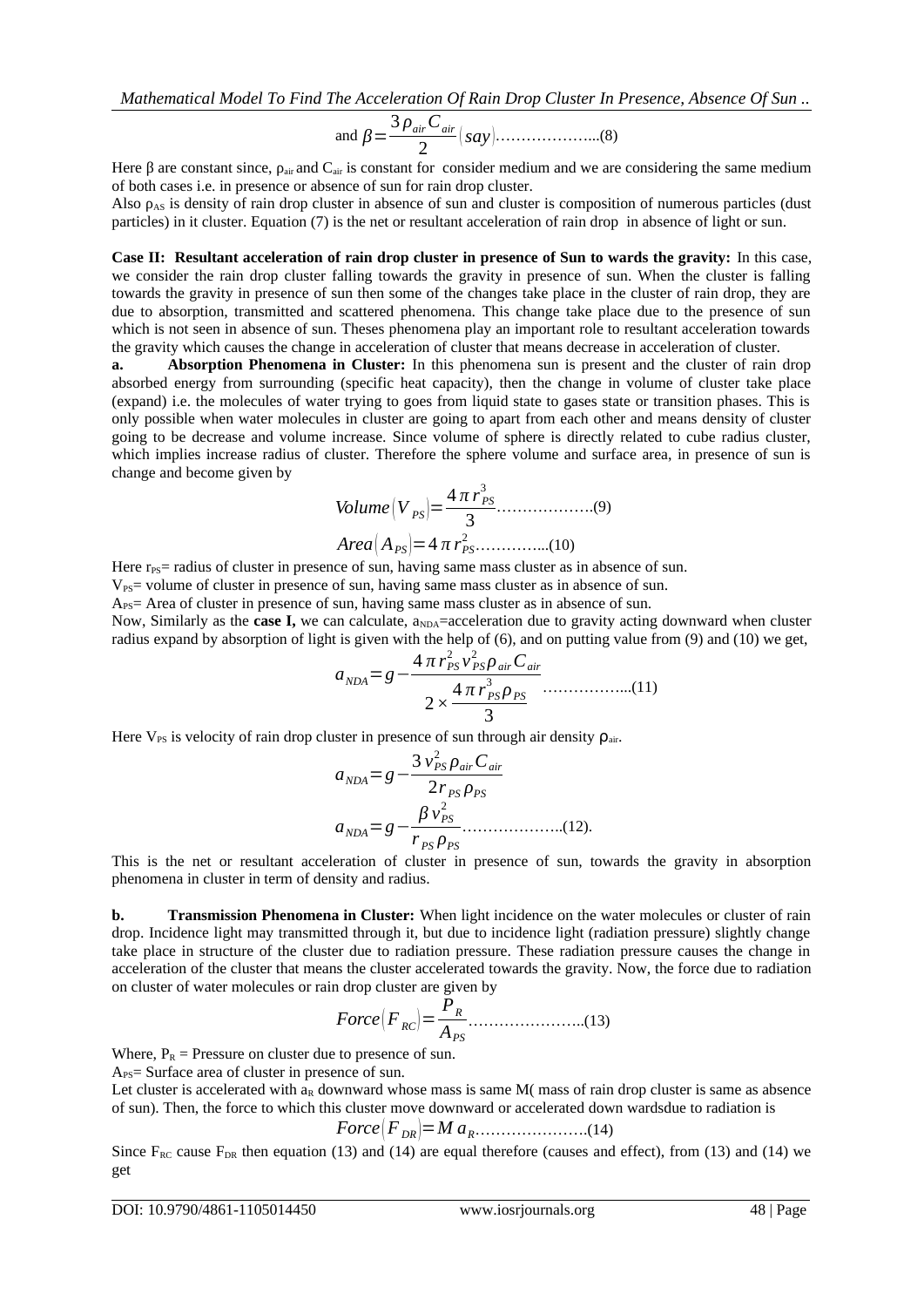$$\text{and } \beta = \frac{3\rho_{air} C_{air}}{2} (say) \ldots\ldots\ldots\ldots\ldots\ldots..(8)$$

Here β are constant since, $\rho_{air}$ and $C_{air}$ is constant for consider medium and we are considering the same medium of both cases i.e. in presence or absence of sun for rain drop cluster.

Also $\rho_{AS}$ is density of rain drop cluster in absence of sun and cluster is composition of numerous particles (dust particles) in it cluster. Equation (7) is the net or resultant acceleration of rain drop in absence of light or sun.

**Case II: Resultant acceleration of rain drop cluster in presence of Sun to wards the gravity:** In this case, we consider the rain drop cluster falling towards the gravity in presence of sun. When the cluster is falling towards the gravity in presence of sun then some of the changes take place in the cluster of rain drop, they are due to absorption, transmitted and scattered phenomena. This change take place due to the presence of sun which is not seen in absence of sun. Theses phenomena play an important role to resultant acceleration towards the gravity which causes the change in acceleration of cluster that means decrease in acceleration of cluster.

**a. Absorption Phenomena in Cluster:** In this phenomena sun is present and the cluster of rain drop absorbed energy from surrounding (specific heat capacity), then the change in volume of cluster take place (expand) i.e. the molecules of water trying to goes from liquid state to gases state or transition phases. This is only possible when water molecules in cluster are going to apart from each other and means density of cluster going to be decrease and volume increase. Since volume of sphere is directly related to cube radius cluster, which implies increase radius of cluster. Therefore the sphere volume and surface area, in presence of sun is change and become given by

$$Volume(V_{PS}) = \frac{4\pi r_{PS}^3}{3} \ldots\ldots\ldots\ldots\ldots\ldots.(9)$$

$$Area(A_{PS}) = 4\pi r_{PS}^2 \ldots\ldots\ldots\ldots...(10)$$

Here $r_{PS}$= radius of cluster in presence of sun, having same mass cluster as in absence of sun.

$V_{PS}$= volume of cluster in presence of sun, having same mass cluster as in absence of sun.

$A_{PS}$= Area of cluster in presence of sun, having same mass cluster as in absence of sun.

Now, Similarly as the **case I,** we can calculate, $a_{NDA}$=acceleration due to gravity acting downward when cluster radius expand by absorption of light is given with the help of (6), and on putting value from (9) and (10) we get,

$$a_{NDA} = g - \frac{4\pi r_{PS}^2 v_{PS}^2 \rho_{air} C_{air}}{2 \times \frac{4\pi r_{PS}^3 \rho_{PS}}{3}} \ldots\ldots\ldots\ldots\ldots...(11)$$

Here $V_{PS}$ is velocity of rain drop cluster in presence of sun through air density $\rho_{air}$.

$$a_{NDA} = g - \frac{3 v_{PS}^2 \rho_{air} C_{air}}{2 r_{PS} \rho_{PS}}$$

$$a_{NDA} = g - \frac{\beta v_{PS}^2}{r_{PS} \rho_{PS}} \ldots\ldots\ldots\ldots\ldots\ldots..(12).$$

This is the net or resultant acceleration of cluster in presence of sun, towards the gravity in absorption phenomena in cluster in term of density and radius.

**b. Transmission Phenomena in Cluster:** When light incidence on the water molecules or cluster of rain drop. Incidence light may transmitted through it, but due to incidence light (radiation pressure) slightly change take place in structure of the cluster due to radiation pressure. These radiation pressure causes the change in acceleration of the cluster that means the cluster accelerated towards the gravity. Now, the force due to radiation on cluster of water molecules or rain drop cluster are given by

$$Force(F_{RC}) = \frac{P_R}{A_{PS}} \ldots\ldots\ldots\ldots\ldots\ldots\ldots..(13)$$

Where, $P_R$ = Pressure on cluster due to presence of sun.

$A_{PS}$= Surface area of cluster in presence of sun.

Let cluster is accelerated with $a_R$ downward whose mass is same M( mass of rain drop cluster is same as absence of sun). Then, the force to which this cluster move downward or accelerated down wardsdue to radiation is

$$Force(F_{DR}) = M a_R \ldots\ldots\ldots\ldots\ldots\ldots\ldots.(14)$$

Since $F_{RC}$ cause $F_{DR}$ then equation (13) and (14) are equal therefore (causes and effect), from (13) and (14) we get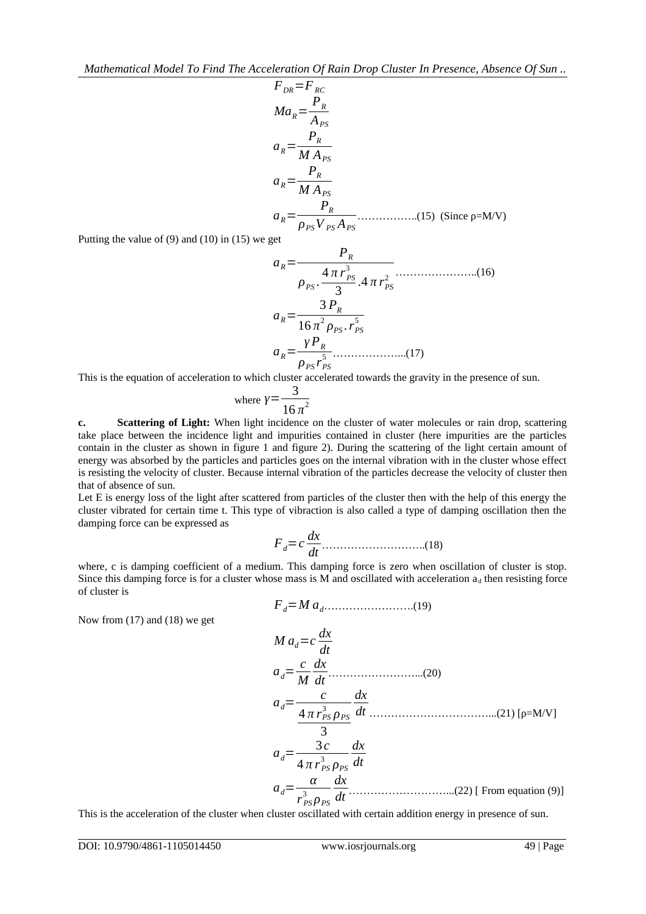$$F_{DR}=F_{RC}$$

$$Ma_R=\frac{P_R}{A_{PS}}$$

$$a_R=\frac{P_R}{M\,A_{PS}}$$

$$a_R=\frac{P_R}{M\,A_{PS}}$$

$$a_R=\frac{P_R}{\rho_{PS}V_{PS}A_{PS}} \quad \text{……………..(15) (Since } \rho\text{=M/V)}$$

Putting the value of (9) and (10) in (15) we get

$$a_R=\frac{P_R}{\rho_{PS}.\frac{4\pi r_{PS}^3}{3}.4\pi r_{PS}^2} \quad \text{…………………..(16)}$$

$$a_R=\frac{3P_R}{16\pi^2\rho_{PS}.r_{PS}^5}$$

$$a_R=\frac{\gamma P_R}{\rho_{PS}r_{PS}^5} \quad \text{………………...(17)}$$

This is the equation of acceleration to which cluster accelerated towards the gravity in the presence of sun.

where $\gamma=\frac{3}{16\pi^2}$

**c. Scattering of Light:** When light incidence on the cluster of water molecules or rain drop, scattering take place between the incidence light and impurities contained in cluster (here impurities are the particles contain in the cluster as shown in figure 1 and figure 2). During the scattering of the light certain amount of energy was absorbed by the particles and particles goes on the internal vibration with in the cluster whose effect is resisting the velocity of cluster. Because internal vibration of the particles decrease the velocity of cluster then that of absence of sun.

Let E is energy loss of the light after scattered from particles of the cluster then with the help of this energy the cluster vibrated for certain time t. This type of vibraction is also called a type of damping oscillation then the damping force can be expressed as

$$F_d=c\frac{dx}{dt} \quad \text{………………………..(18)}$$

where, c is damping coefficient of a medium. This damping force is zero when oscillation of cluster is stop. Since this damping force is for a cluster whose mass is M and oscillated with acceleration $a_d$ then resisting force of cluster is

$$F_d=M\,a_d \quad \text{…………………….(19)}$$

Now from (17) and (18) we get

$$M\,a_d=c\frac{dx}{dt}$$

$$a_d=\frac{c}{M}\frac{dx}{dt} \quad \text{……………………...(20)}$$

$$a_d=\frac{c}{\frac{4\pi r_{PS}^3\rho_{PS}}{3}}\frac{dx}{dt} \quad \text{……………………………...(21) [}\rho\text{=M/V]}$$

$$a_d=\frac{3c}{4\pi r_{PS}^3\rho_{PS}}\frac{dx}{dt}$$

$$a_d=\frac{\alpha}{r_{PS}^3\rho_{PS}}\frac{dx}{dt} \quad \text{………………………...(22) [ From equation (9)]}$$

This is the acceleration of the cluster when cluster oscillated with certain addition energy in presence of sun.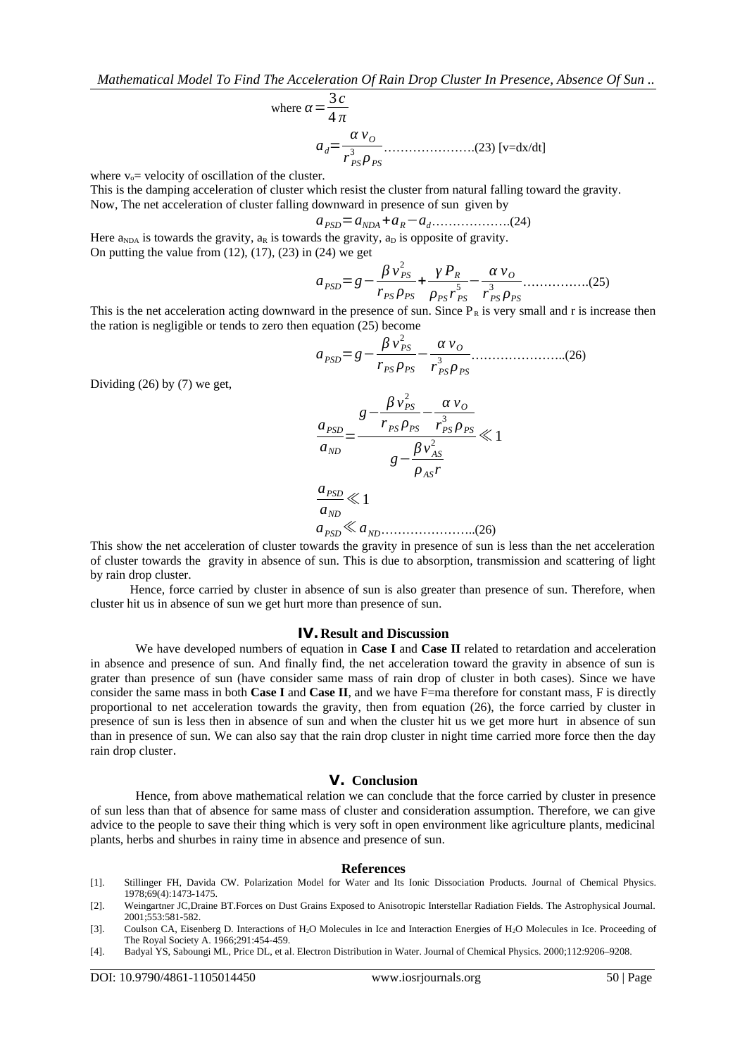where $\alpha = \frac{3c}{4\pi}$

$$a_d = \frac{\alpha v_O}{r_{PS}^3 \rho_{PS}} \text{………………….(23) [v=dx/dt]}$$

where $v_o$= velocity of oscillation of the cluster.

This is the damping acceleration of cluster which resist the cluster from natural falling toward the gravity.

Now, The net acceleration of cluster falling downward in presence of sun given by

$$a_{PSD} = a_{NDA} + a_R - a_d \text{……………….(24)}$$

Here $a_{NDA}$ is towards the gravity, $a_R$ is towards the gravity, $a_D$ is opposite of gravity.

On putting the value from (12), (17), (23) in (24) we get

$$a_{PSD} = g - \frac{\beta v_{PS}^2}{r_{PS} \rho_{PS}} + \frac{\gamma P_R}{\rho_{PS} r_{PS}^5} - \frac{\alpha v_O}{r_{PS}^3 \rho_{PS}} \text{…………….(25)}$$

This is the net acceleration acting downward in the presence of sun. Since $P_R$ is very small and r is increase then the ration is negligible or tends to zero then equation (25) become

$$a_{PSD} = g - \frac{\beta v_{PS}^2}{r_{PS} \rho_{PS}} - \frac{\alpha v_O}{r_{PS}^3 \rho_{PS}} \text{…………………..(26)}$$

Dividing (26) by (7) we get,

$$\frac{a_{PSD}}{a_{ND}} = \frac{g - \frac{\beta v_{PS}^2}{r_{PS} \rho_{PS}} - \frac{\alpha v_O}{r_{PS}^3 \rho_{PS}}}{g - \frac{\beta v_{AS}^2}{\rho_{AS} r}} \ll 1$$

$$\frac{a_{PSD}}{a_{ND}} \ll 1$$

$$a_{PSD} \ll a_{ND} \text{…………………..(26)}$$

This show the net acceleration of cluster towards the gravity in presence of sun is less than the net acceleration of cluster towards the gravity in absence of sun. This is due to absorption, transmission and scattering of light by rain drop cluster.

Hence, force carried by cluster in absence of sun is also greater than presence of sun. Therefore, when cluster hit us in absence of sun we get hurt more than presence of sun.

## IV. Result and Discussion

We have developed numbers of equation in **Case I** and **Case II** related to retardation and acceleration in absence and presence of sun. And finally find, the net acceleration toward the gravity in absence of sun is grater than presence of sun (have consider same mass of rain drop of cluster in both cases). Since we have consider the same mass in both **Case I** and **Case II**, and we have F=ma therefore for constant mass, F is directly proportional to net acceleration towards the gravity, then from equation (26), the force carried by cluster in presence of sun is less then in absence of sun and when the cluster hit us we get more hurt in absence of sun than in presence of sun. We can also say that the rain drop cluster in night time carried more force then the day rain drop cluster.

## V. Conclusion

Hence, from above mathematical relation we can conclude that the force carried by cluster in presence of sun less than that of absence for same mass of cluster and consideration assumption. Therefore, we can give advice to the people to save their thing which is very soft in open environment like agriculture plants, medicinal plants, herbs and shurbes in rainy time in absence and presence of sun.

## References

[1]. Stillinger FH, Davida CW. Polarization Model for Water and Its Ionic Dissociation Products. Journal of Chemical Physics. 1978;69(4):1473-1475.

[2]. Weingartner JC,Draine BT.Forces on Dust Grains Exposed to Anisotropic Interstellar Radiation Fields. The Astrophysical Journal. 2001;553:581-582.

[3]. Coulson CA, Eisenberg D. Interactions of $H_2O$ Molecules in Ice and Interaction Energies of $H_2O$ Molecules in Ice. Proceeding of The Royal Society A. 1966;291:454-459.

[4]. Badyal YS, Saboungi ML, Price DL, et al. Electron Distribution in Water. Journal of Chemical Physics. 2000;112:9206–9208.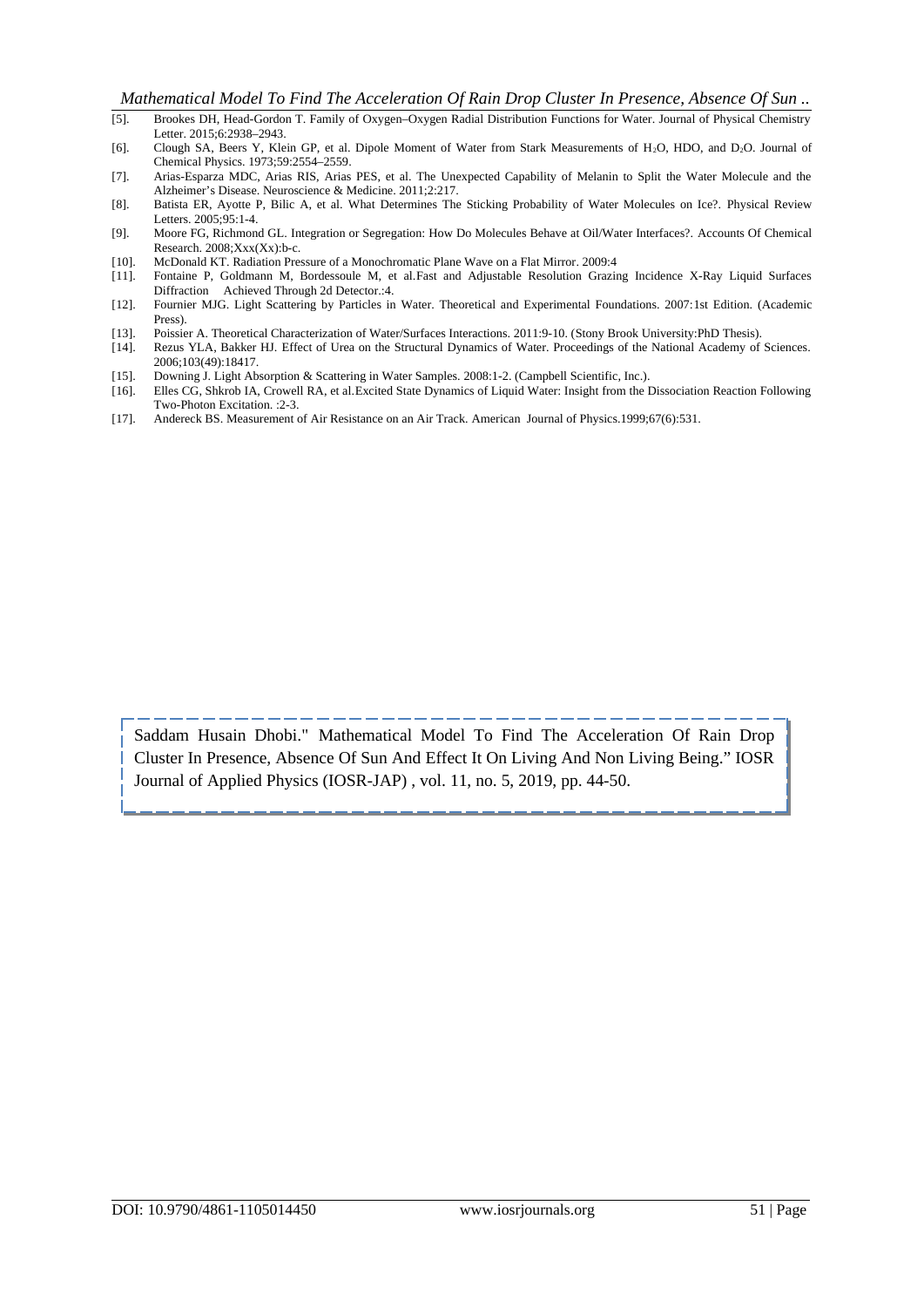[5]. Brookes DH, Head-Gordon T. Family of Oxygen–Oxygen Radial Distribution Functions for Water. Journal of Physical Chemistry Letter. 2015;6:2938–2943.

[6]. Clough SA, Beers Y, Klein GP, et al. Dipole Moment of Water from Stark Measurements of $H_2O$, HDO, and $D_2O$. Journal of Chemical Physics. 1973;59:2554–2559.

[7]. Arias-Esparza MDC, Arias RIS, Arias PES, et al. The Unexpected Capability of Melanin to Split the Water Molecule and the Alzheimer's Disease. Neuroscience & Medicine. 2011;2:217.

[8]. Batista ER, Ayotte P, Bilic A, et al. What Determines The Sticking Probability of Water Molecules on Ice?. Physical Review Letters. 2005;95:1-4.

[9]. Moore FG, Richmond GL. Integration or Segregation: How Do Molecules Behave at Oil/Water Interfaces?. Accounts Of Chemical Research. 2008;Xxx(Xx):b-c.

[10]. McDonald KT. Radiation Pressure of a Monochromatic Plane Wave on a Flat Mirror. 2009:4

[11]. Fontaine P, Goldmann M, Bordessoule M, et al.Fast and Adjustable Resolution Grazing Incidence X-Ray Liquid Surfaces Diffraction Achieved Through 2d Detector.:4.

[12]. Fournier MJG. Light Scattering by Particles in Water. Theoretical and Experimental Foundations. 2007:1st Edition. (Academic Press).

[13]. Poissier A. Theoretical Characterization of Water/Surfaces Interactions. 2011:9-10. (Stony Brook University:PhD Thesis).

[14]. Rezus YLA, Bakker HJ. Effect of Urea on the Structural Dynamics of Water. Proceedings of the National Academy of Sciences. 2006;103(49):18417.

[15]. Downing J. Light Absorption & Scattering in Water Samples. 2008:1-2. (Campbell Scientific, Inc.).

[16]. Elles CG, Shkrob IA, Crowell RA, et al.Excited State Dynamics of Liquid Water: Insight from the Dissociation Reaction Following Two-Photon Excitation. :2-3.

[17]. Andereck BS. Measurement of Air Resistance on an Air Track. American Journal of Physics.1999;67(6):531.

Saddam Husain Dhobi." Mathematical Model To Find The Acceleration Of Rain Drop Cluster In Presence, Absence Of Sun And Effect It On Living And Non Living Being." IOSR Journal of Applied Physics (IOSR-JAP) , vol. 11, no. 5, 2019, pp. 44-50.